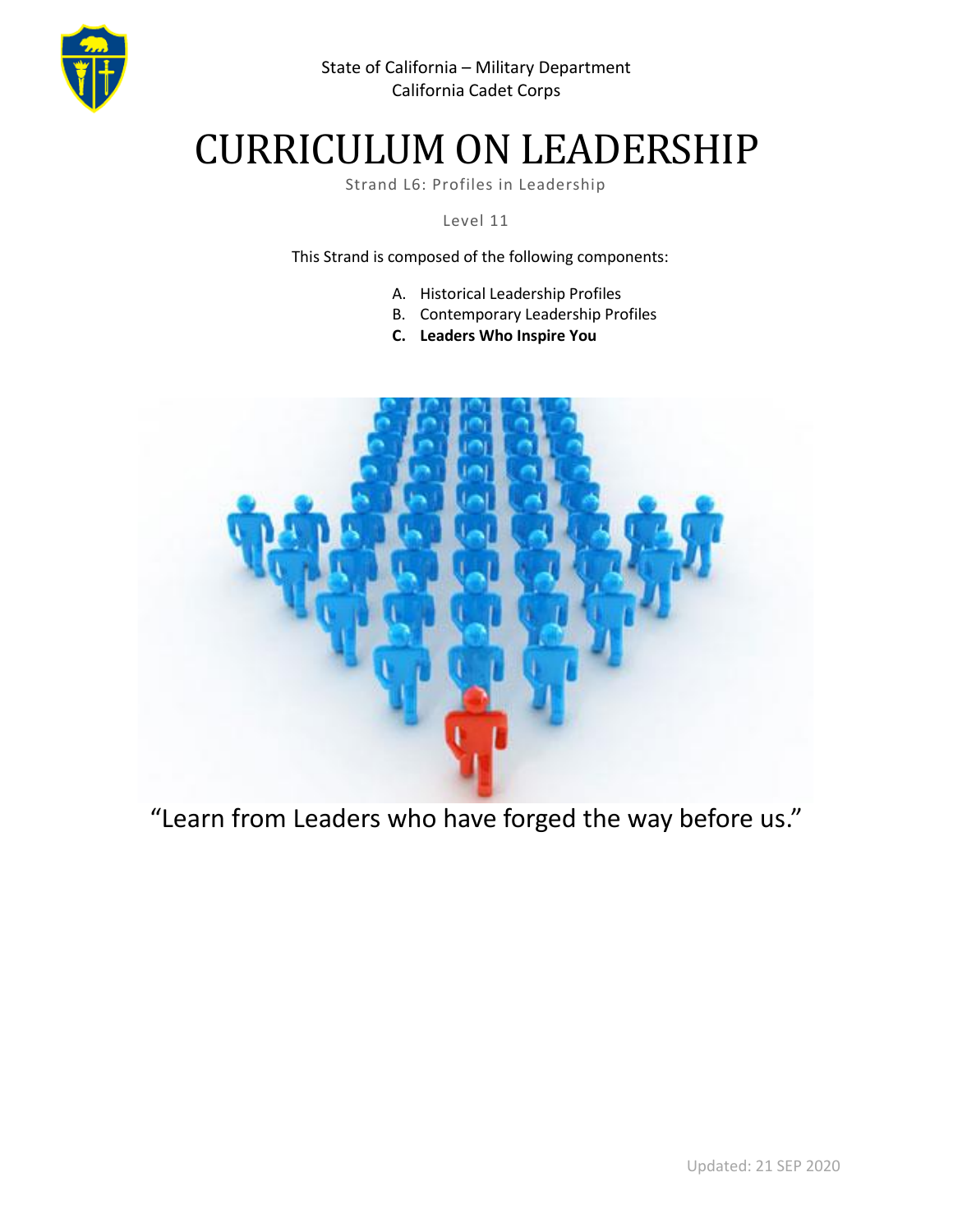State of California – Military Department
California Cadet Corps

# CURRICULUM ON LEADERSHIP

Strand L6: Profiles in Leadership

Level 11

This Strand is composed of the following components:

A. Historical Leadership Profiles
B. Contemporary Leadership Profiles
C. **Leaders Who Inspire You**

"Learn from Leaders who have forged the way before us."

Updated: 21 SEP 2020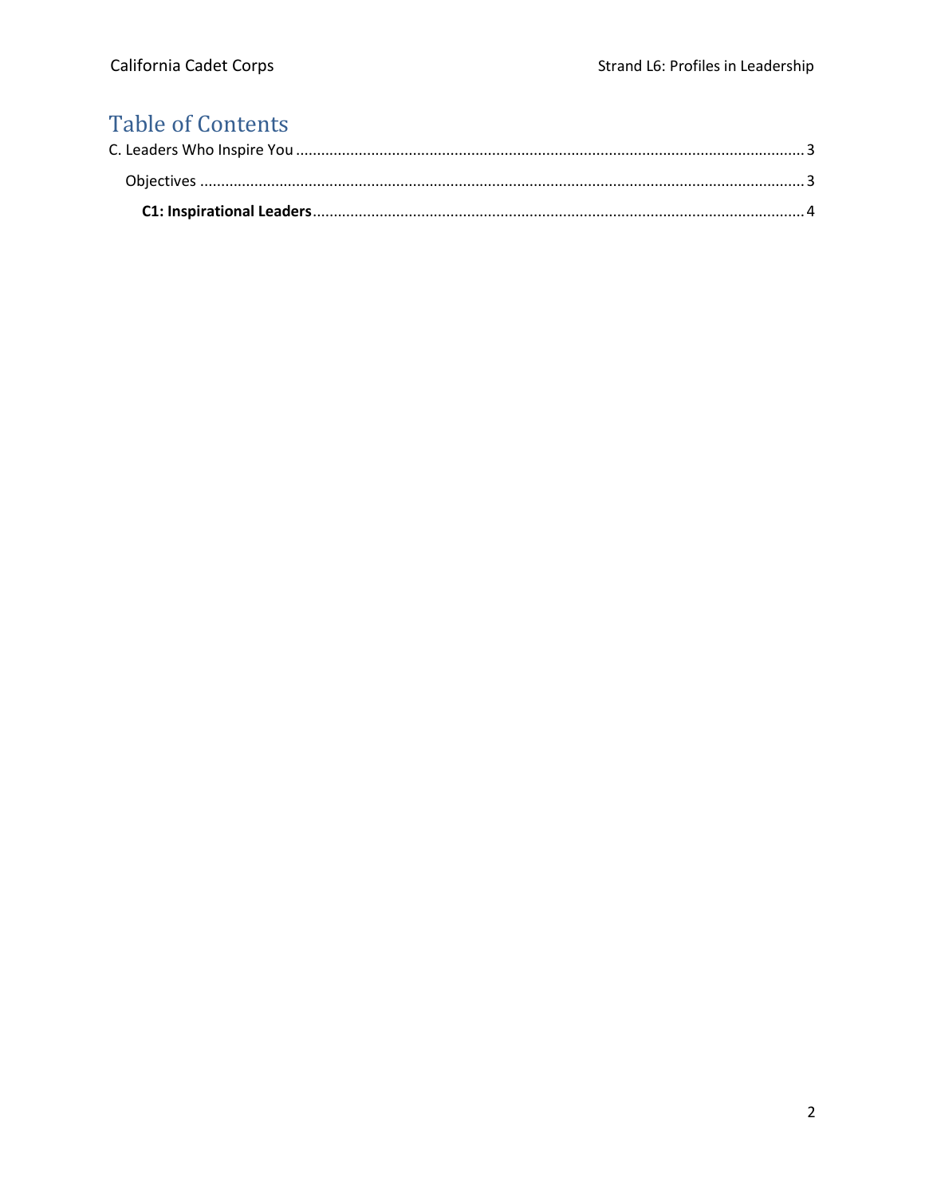# Table of Contents

C. Leaders Who Inspire You ........................................................................................................................ 3

Objectives ............................................................................................................................................. 3

**C1: Inspirational Leaders** .................................................................................................................. 4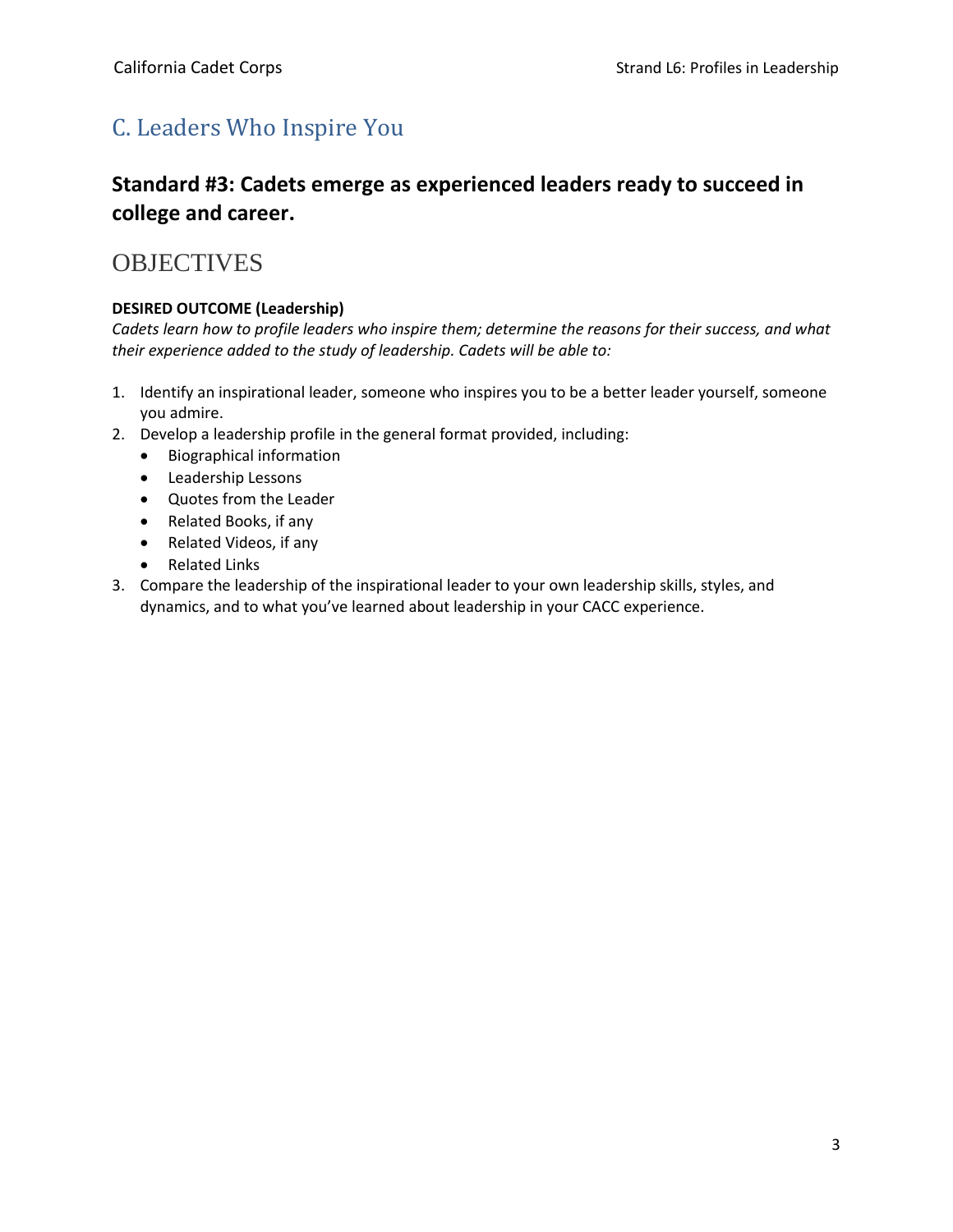## C. Leaders Who Inspire You

### Standard #3: Cadets emerge as experienced leaders ready to succeed in college and career.

## OBJECTIVES

**DESIRED OUTCOME (Leadership)**

*Cadets learn how to profile leaders who inspire them; determine the reasons for their success, and what their experience added to the study of leadership. Cadets will be able to:*

1. Identify an inspirational leader, someone who inspires you to be a better leader yourself, someone you admire.
2. Develop a leadership profile in the general format provided, including:
   - Biographical information
   - Leadership Lessons
   - Quotes from the Leader
   - Related Books, if any
   - Related Videos, if any
   - Related Links
3. Compare the leadership of the inspirational leader to your own leadership skills, styles, and dynamics, and to what you've learned about leadership in your CACC experience.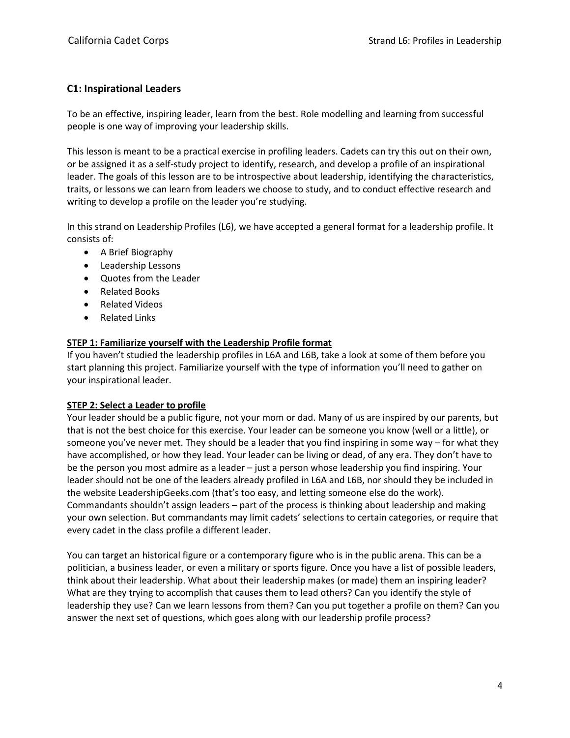## C1: Inspirational Leaders

To be an effective, inspiring leader, learn from the best. Role modelling and learning from successful people is one way of improving your leadership skills.

This lesson is meant to be a practical exercise in profiling leaders. Cadets can try this out on their own, or be assigned it as a self-study project to identify, research, and develop a profile of an inspirational leader. The goals of this lesson are to be introspective about leadership, identifying the characteristics, traits, or lessons we can learn from leaders we choose to study, and to conduct effective research and writing to develop a profile on the leader you're studying.

In this strand on Leadership Profiles (L6), we have accepted a general format for a leadership profile. It consists of:

- A Brief Biography
- Leadership Lessons
- Quotes from the Leader
- Related Books
- Related Videos
- Related Links

**STEP 1: Familiarize yourself with the Leadership Profile format**

If you haven't studied the leadership profiles in L6A and L6B, take a look at some of them before you start planning this project. Familiarize yourself with the type of information you'll need to gather on your inspirational leader.

**STEP 2: Select a Leader to profile**

Your leader should be a public figure, not your mom or dad. Many of us are inspired by our parents, but that is not the best choice for this exercise. Your leader can be someone you know (well or a little), or someone you've never met. They should be a leader that you find inspiring in some way – for what they have accomplished, or how they lead. Your leader can be living or dead, of any era. They don't have to be the person you most admire as a leader – just a person whose leadership you find inspiring. Your leader should not be one of the leaders already profiled in L6A and L6B, nor should they be included in the website LeadershipGeeks.com (that's too easy, and letting someone else do the work). Commandants shouldn't assign leaders – part of the process is thinking about leadership and making your own selection. But commandants may limit cadets' selections to certain categories, or require that every cadet in the class profile a different leader.

You can target an historical figure or a contemporary figure who is in the public arena. This can be a politician, a business leader, or even a military or sports figure. Once you have a list of possible leaders, think about their leadership. What about their leadership makes (or made) them an inspiring leader? What are they trying to accomplish that causes them to lead others? Can you identify the style of leadership they use? Can we learn lessons from them? Can you put together a profile on them? Can you answer the next set of questions, which goes along with our leadership profile process?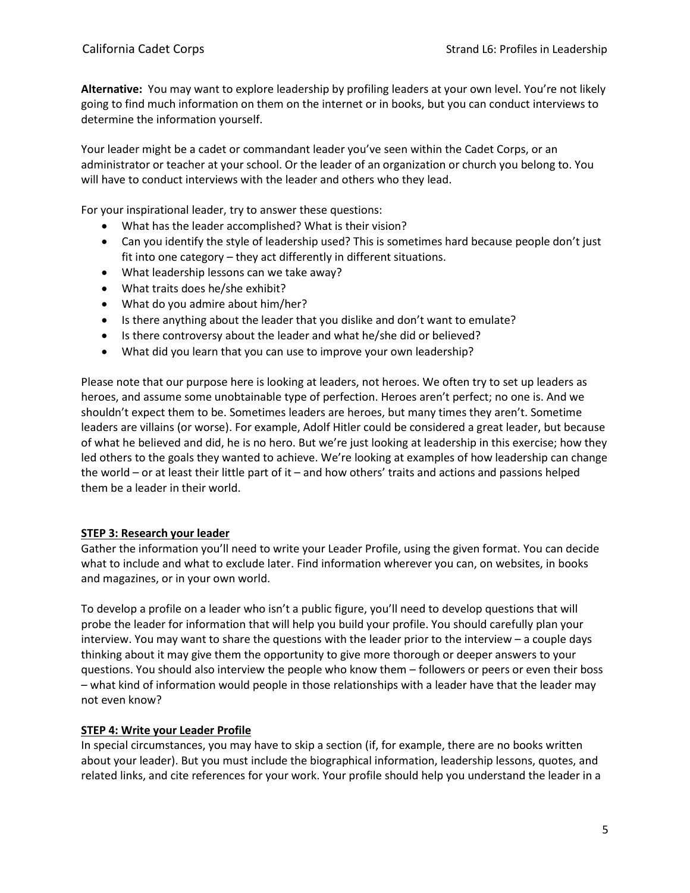**Alternative:** You may want to explore leadership by profiling leaders at your own level. You're not likely going to find much information on them on the internet or in books, but you can conduct interviews to determine the information yourself.

Your leader might be a cadet or commandant leader you've seen within the Cadet Corps, or an administrator or teacher at your school. Or the leader of an organization or church you belong to. You will have to conduct interviews with the leader and others who they lead.

For your inspirational leader, try to answer these questions:

- What has the leader accomplished? What is their vision?
- Can you identify the style of leadership used? This is sometimes hard because people don't just fit into one category – they act differently in different situations.
- What leadership lessons can we take away?
- What traits does he/she exhibit?
- What do you admire about him/her?
- Is there anything about the leader that you dislike and don't want to emulate?
- Is there controversy about the leader and what he/she did or believed?
- What did you learn that you can use to improve your own leadership?

Please note that our purpose here is looking at leaders, not heroes. We often try to set up leaders as heroes, and assume some unobtainable type of perfection. Heroes aren't perfect; no one is. And we shouldn't expect them to be. Sometimes leaders are heroes, but many times they aren't. Sometime leaders are villains (or worse). For example, Adolf Hitler could be considered a great leader, but because of what he believed and did, he is no hero. But we're just looking at leadership in this exercise; how they led others to the goals they wanted to achieve. We're looking at examples of how leadership can change the world – or at least their little part of it – and how others' traits and actions and passions helped them be a leader in their world.

### STEP 3: Research your leader

Gather the information you'll need to write your Leader Profile, using the given format. You can decide what to include and what to exclude later. Find information wherever you can, on websites, in books and magazines, or in your own world.

To develop a profile on a leader who isn't a public figure, you'll need to develop questions that will probe the leader for information that will help you build your profile. You should carefully plan your interview. You may want to share the questions with the leader prior to the interview – a couple days thinking about it may give them the opportunity to give more thorough or deeper answers to your questions. You should also interview the people who know them – followers or peers or even their boss – what kind of information would people in those relationships with a leader have that the leader may not even know?

### STEP 4: Write your Leader Profile

In special circumstances, you may have to skip a section (if, for example, there are no books written about your leader). But you must include the biographical information, leadership lessons, quotes, and related links, and cite references for your work. Your profile should help you understand the leader in a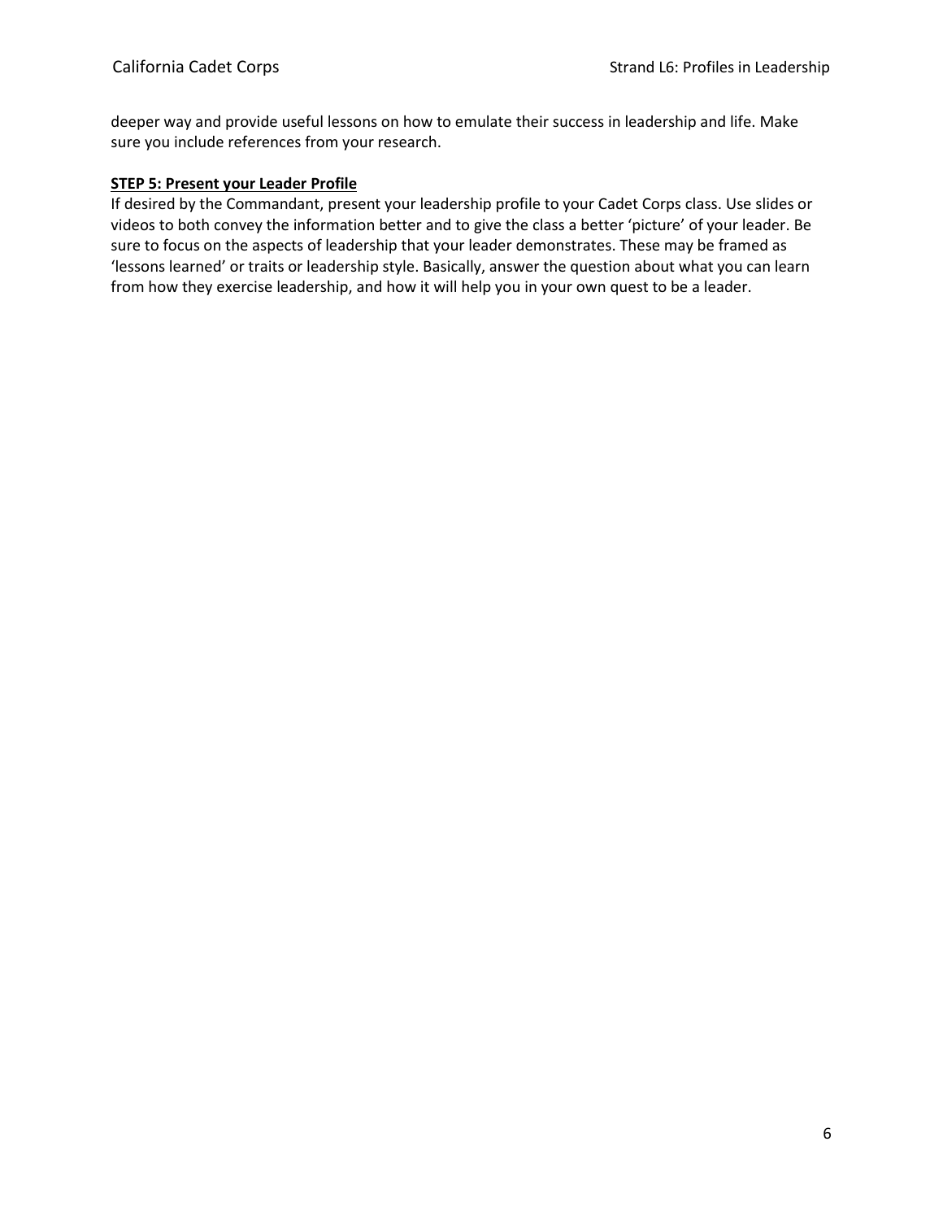deeper way and provide useful lessons on how to emulate their success in leadership and life. Make sure you include references from your research.

**STEP 5: Present your Leader Profile**

If desired by the Commandant, present your leadership profile to your Cadet Corps class. Use slides or videos to both convey the information better and to give the class a better 'picture' of your leader. Be sure to focus on the aspects of leadership that your leader demonstrates. These may be framed as 'lessons learned' or traits or leadership style. Basically, answer the question about what you can learn from how they exercise leadership, and how it will help you in your own quest to be a leader.